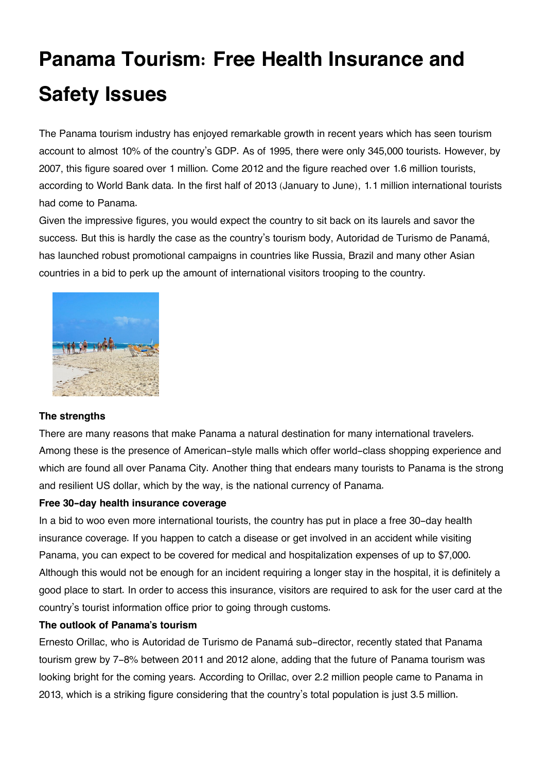# Panama Tourism: Free Health Insurance and Safety Issues

The Panama tourism industry has enjoyed remarkable growth in recent years which has seen tourism account to almost 10% of the country's GDP. As of 1995, there were only 345,000 tourists. However, by 2007, this figure soared over 1 million. Come 2012 and the figure reached over 1.6 million tourists, according to World Bank data. In the first half of 2013 (January to June), 1.1 million international tourists had come to Panama.

Given the impressive figures, you would expect the country to sit back on its laurels and savor the success. But this is hardly the case as the country's tourism body, Autoridad de Turismo de Panamá, has launched robust promotional campaigns in countries like Russia, Brazil and many other Asian countries in a bid to perk up the amount of international visitors trooping to the country.

**The strengths**

There are many reasons that make Panama a natural destination for many international travelers. Among these is the presence of American-style malls which offer world-class shopping experience and which are found all over Panama City. Another thing that endears many tourists to Panama is the strong and resilient US dollar, which by the way, is the national currency of Panama.

**Free 30-day health insurance coverage**

In a bid to woo even more international tourists, the country has put in place a free 30-day health insurance coverage. If you happen to catch a disease or get involved in an accident while visiting Panama, you can expect to be covered for medical and hospitalization expenses of up to $7,000. Although this would not be enough for an incident requiring a longer stay in the hospital, it is definitely a good place to start. In order to access this insurance, visitors are required to ask for the user card at the country's tourist information office prior to going through customs.

**The outlook of Panama's tourism**

Ernesto Orillac, who is Autoridad de Turismo de Panamá sub-director, recently stated that Panama tourism grew by 7-8% between 2011 and 2012 alone, adding that the future of Panama tourism was looking bright for the coming years. According to Orillac, over 2.2 million people came to Panama in 2013, which is a striking figure considering that the country's total population is just 3.5 million.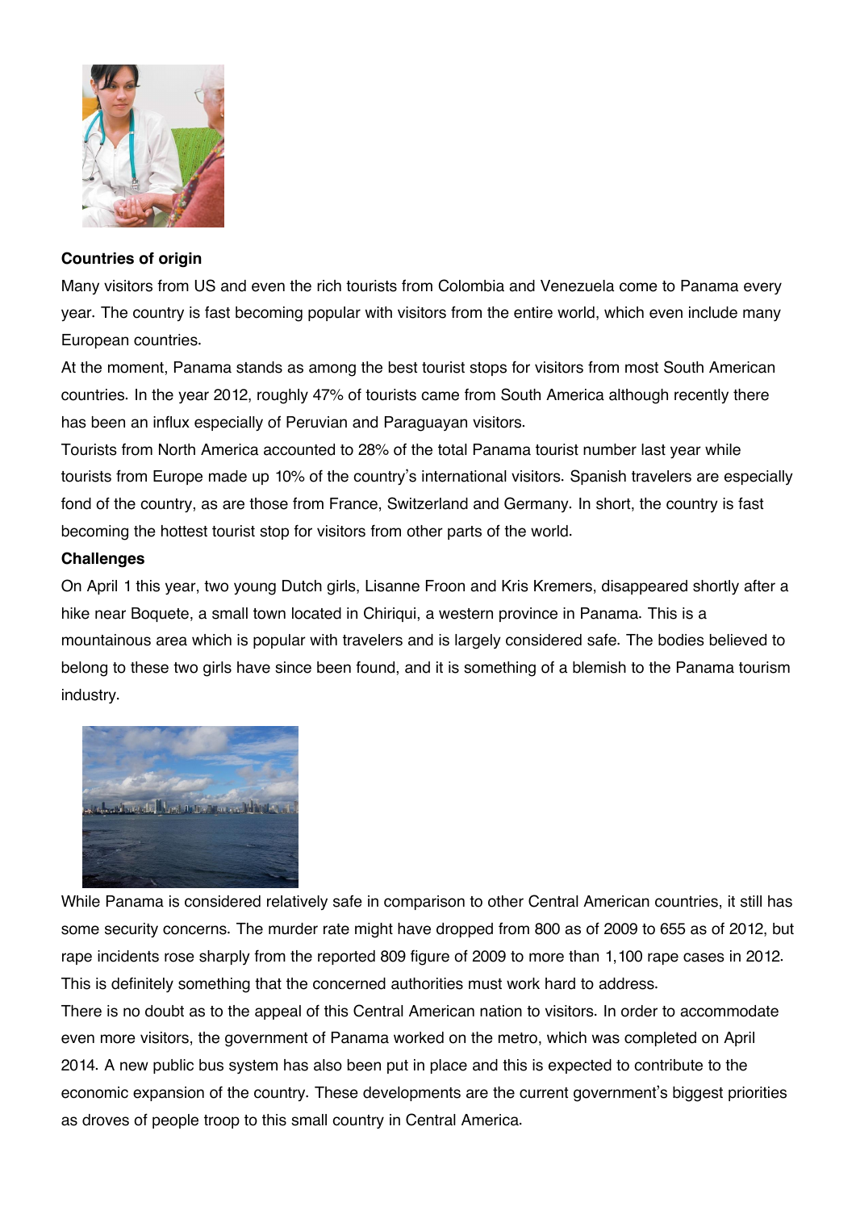**Countries of origin**

Many visitors from US and even the rich tourists from Colombia and Venezuela come to Panama every year. The country is fast becoming popular with visitors from the entire world, which even include many European countries.

At the moment, Panama stands as among the best tourist stops for visitors from most South American countries. In the year 2012, roughly 47% of tourists came from South America although recently there has been an influx especially of Peruvian and Paraguayan visitors.

Tourists from North America accounted to 28% of the total Panama tourist number last year while tourists from Europe made up 10% of the country's international visitors. Spanish travelers are especially fond of the country, as are those from France, Switzerland and Germany. In short, the country is fast becoming the hottest tourist stop for visitors from other parts of the world.

**Challenges**

On April 1 this year, two young Dutch girls, Lisanne Froon and Kris Kremers, disappeared shortly after a hike near Boquete, a small town located in Chiriqui, a western province in Panama. This is a mountainous area which is popular with travelers and is largely considered safe. The bodies believed to belong to these two girls have since been found, and it is something of a blemish to the Panama tourism industry.

While Panama is considered relatively safe in comparison to other Central American countries, it still has some security concerns. The murder rate might have dropped from 800 as of 2009 to 655 as of 2012, but rape incidents rose sharply from the reported 809 figure of 2009 to more than 1,100 rape cases in 2012. This is definitely something that the concerned authorities must work hard to address.

There is no doubt as to the appeal of this Central American nation to visitors. In order to accommodate even more visitors, the government of Panama worked on the metro, which was completed on April 2014. A new public bus system has also been put in place and this is expected to contribute to the economic expansion of the country. These developments are the current government's biggest priorities as droves of people troop to this small country in Central America.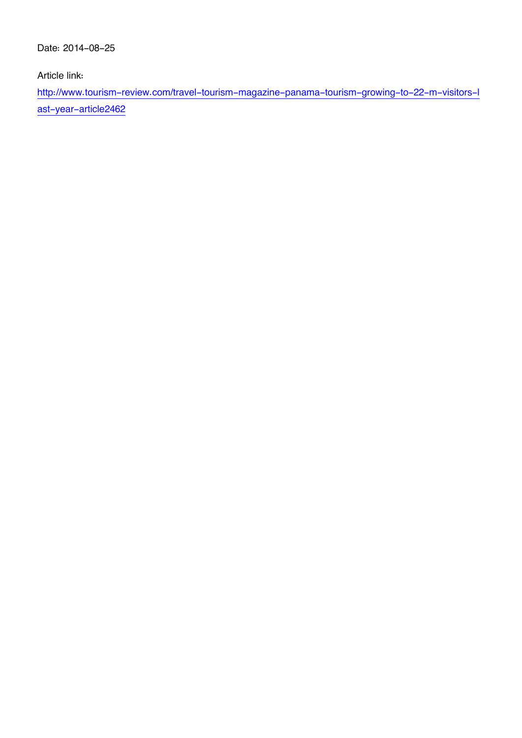Date: 2014-08-25

Article link:

[http://www.tourism-review.com/travel-tourism-magazine-panama-tourism-growing-to-22-m-visitors-last-year-article2462](http://www.tourism-review.com/travel-tourism-magazine-panama-tourism-growing-to-22-m-visitors-last-year-article2462)